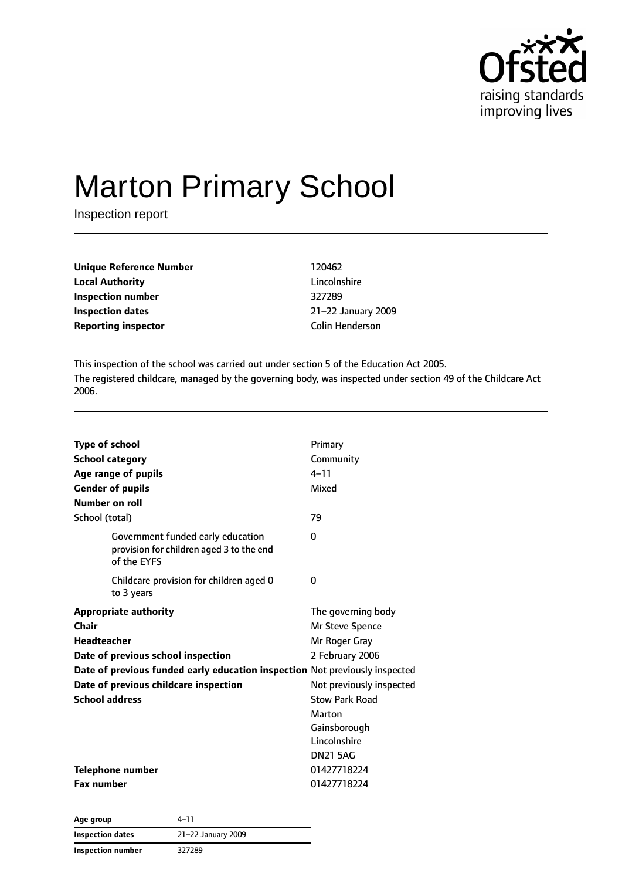Ofsted
raising standards
improving lives

# Marton Primary School

Inspection report

| | |
|---|---|
| **Unique Reference Number** | 120462 |
| **Local Authority** | Lincolnshire |
| **Inspection number** | 327289 |
| **Inspection dates** | 21–22 January 2009 |
| **Reporting inspector** | Colin Henderson |

This inspection of the school was carried out under section 5 of the Education Act 2005.

The registered childcare, managed by the governing body, was inspected under section 49 of the Childcare Act 2006.

| | |
|---|---|
| **Type of school** | Primary |
| **School category** | Community |
| **Age range of pupils** | 4–11 |
| **Gender of pupils** | Mixed |
| **Number on roll** | |
| School (total) | 79 |
| Government funded early education provision for children aged 3 to the end of the EYFS | 0 |
| Childcare provision for children aged 0 to 3 years | 0 |
| **Appropriate authority** | The governing body |
| **Chair** | Mr Steve Spence |
| **Headteacher** | Mr Roger Gray |
| **Date of previous school inspection** | 2 February 2006 |
| **Date of previous funded early education inspection** | Not previously inspected |
| **Date of previous childcare inspection** | Not previously inspected |
| **School address** | Stow Park Road<br>Marton<br>Gainsborough<br>Lincolnshire<br>DN21 5AG |
| **Telephone number** | 01427718224 |
| **Fax number** | 01427718224 |

| | |
|---|---|
| **Age group** | 4–11 |
| **Inspection dates** | 21–22 January 2009 |
| **Inspection number** | 327289 |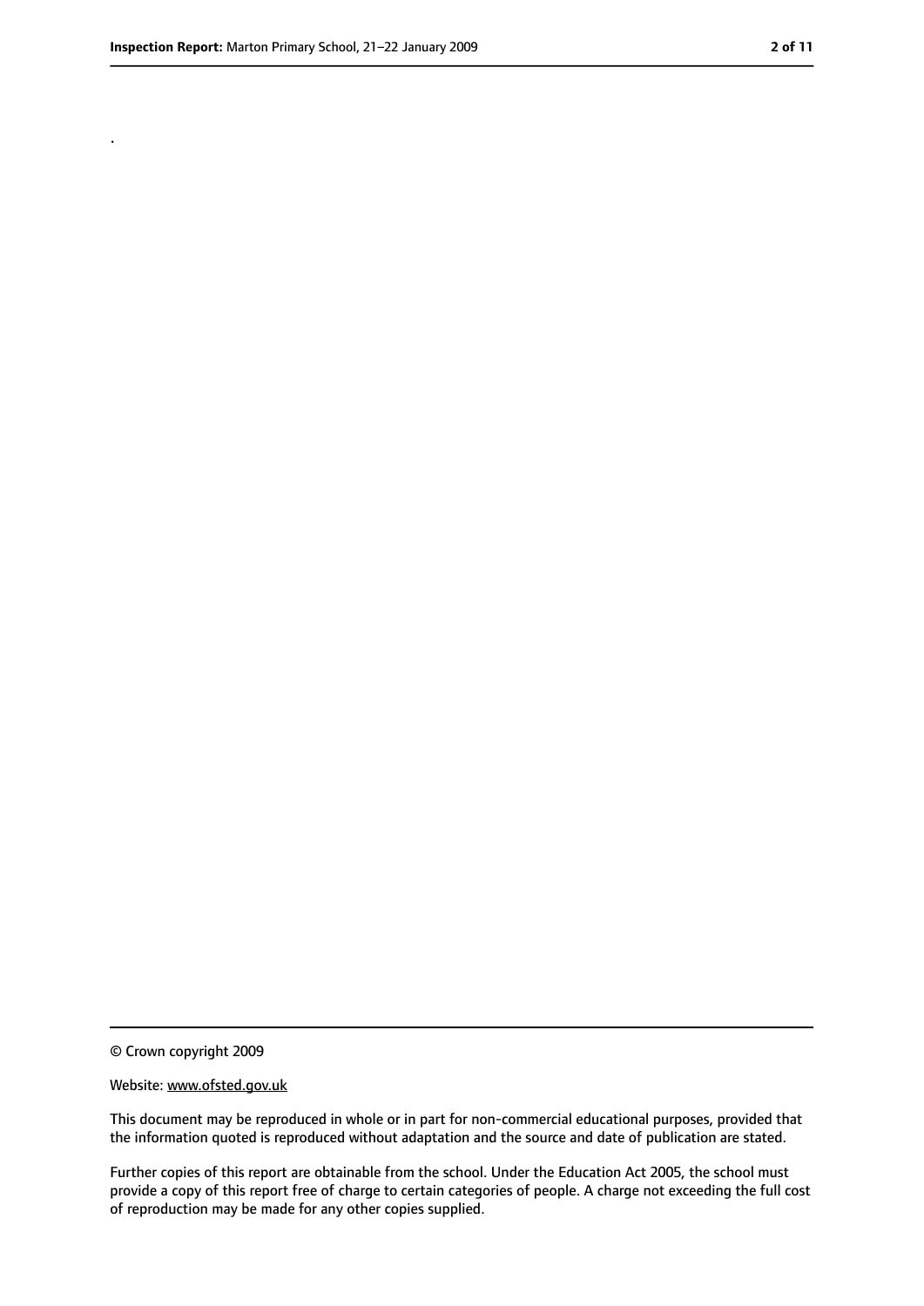.

© Crown copyright 2009

Website: www.ofsted.gov.uk

This document may be reproduced in whole or in part for non-commercial educational purposes, provided that the information quoted is reproduced without adaptation and the source and date of publication are stated.

Further copies of this report are obtainable from the school. Under the Education Act 2005, the school must provide a copy of this report free of charge to certain categories of people. A charge not exceeding the full cost of reproduction may be made for any other copies supplied.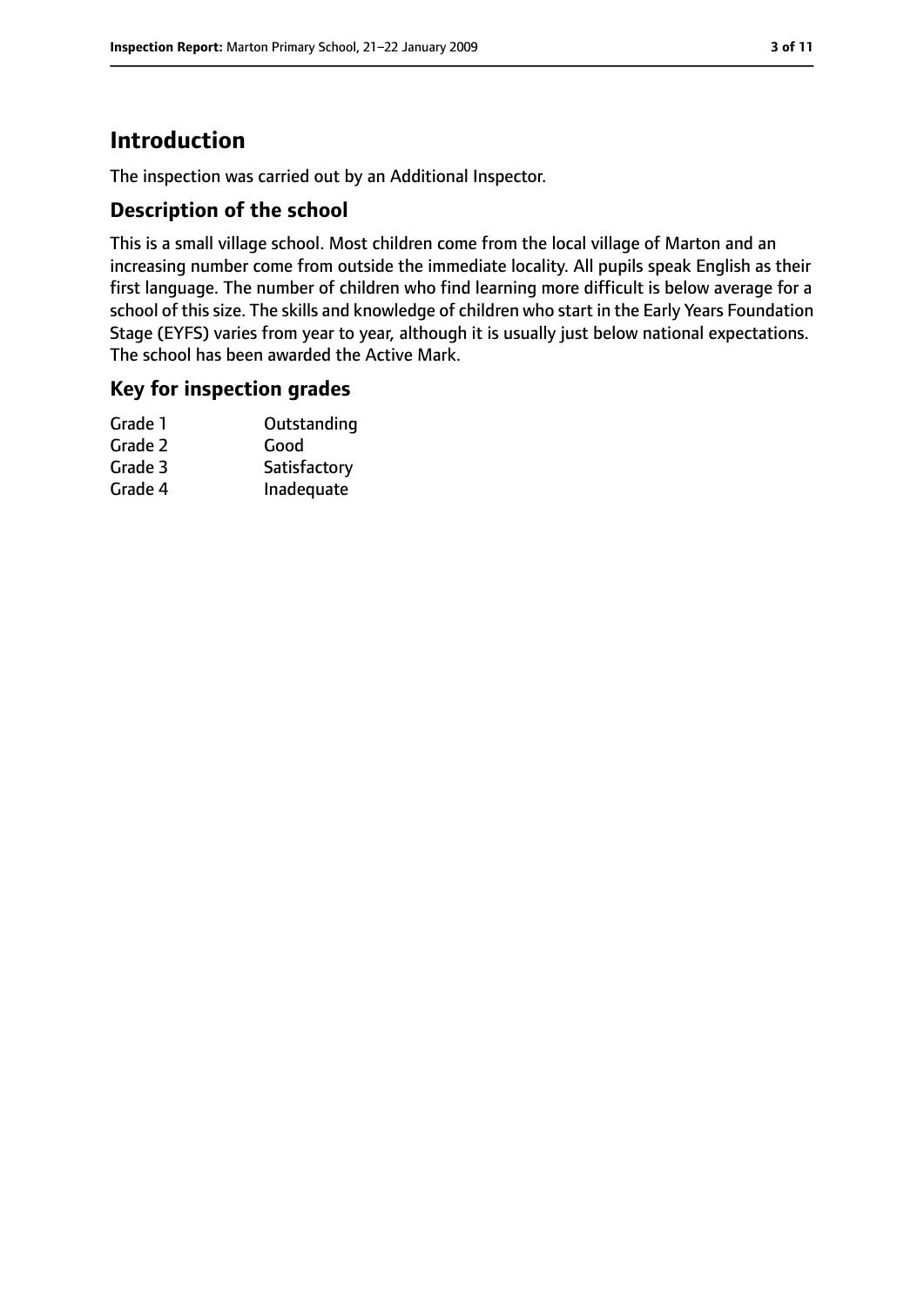# Introduction

The inspection was carried out by an Additional Inspector.

## Description of the school

This is a small village school. Most children come from the local village of Marton and an increasing number come from outside the immediate locality. All pupils speak English as their first language. The number of children who find learning more difficult is below average for a school of this size. The skills and knowledge of children who start in the Early Years Foundation Stage (EYFS) varies from year to year, although it is usually just below national expectations. The school has been awarded the Active Mark.

## Key for inspection grades

| | |
|---|---|
| Grade 1 | Outstanding |
| Grade 2 | Good |
| Grade 3 | Satisfactory |
| Grade 4 | Inadequate |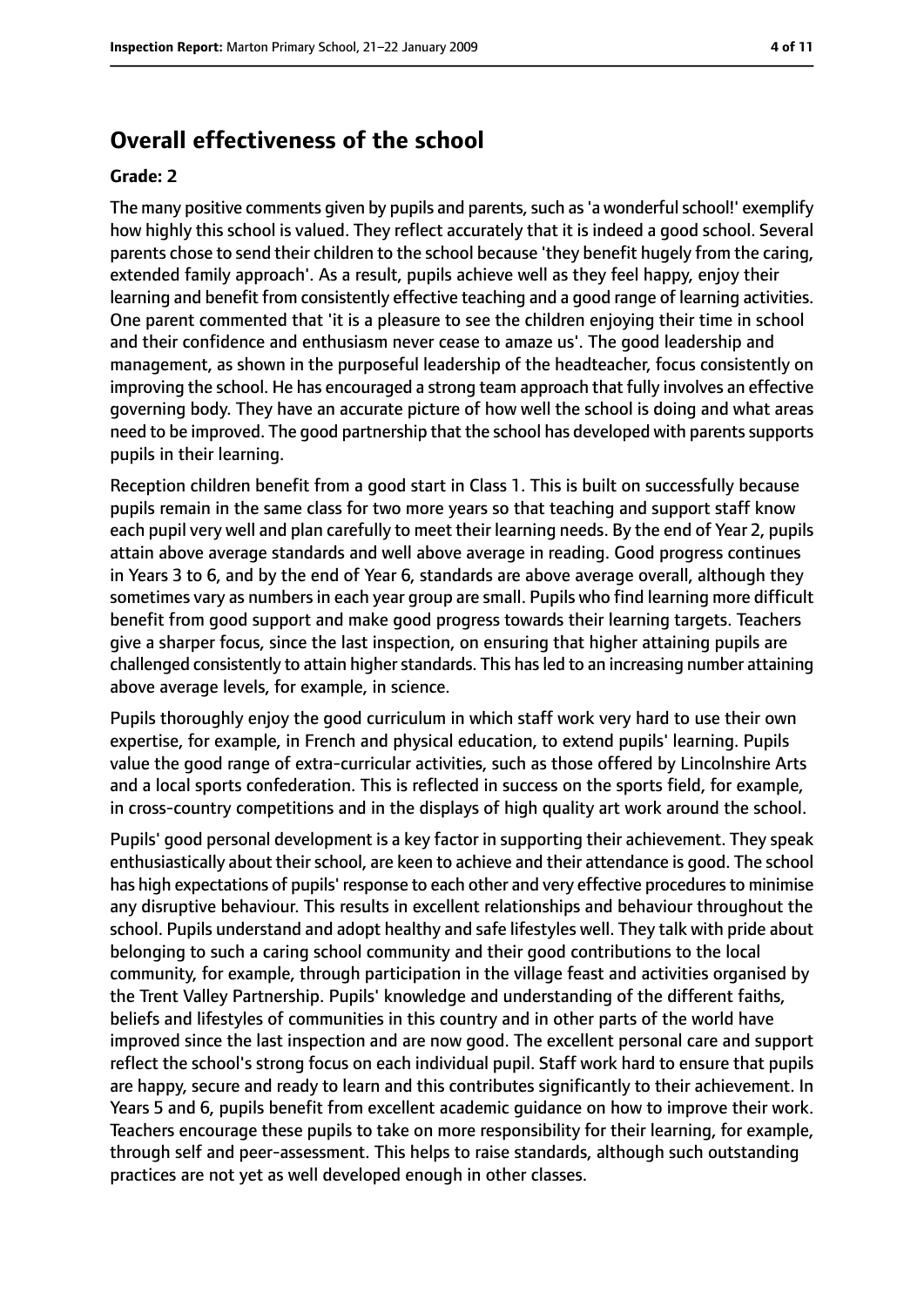## Overall effectiveness of the school

### Grade: 2

The many positive comments given by pupils and parents, such as 'a wonderful school!' exemplify how highly this school is valued. They reflect accurately that it is indeed a good school. Several parents chose to send their children to the school because 'they benefit hugely from the caring, extended family approach'. As a result, pupils achieve well as they feel happy, enjoy their learning and benefit from consistently effective teaching and a good range of learning activities. One parent commented that 'it is a pleasure to see the children enjoying their time in school and their confidence and enthusiasm never cease to amaze us'. The good leadership and management, as shown in the purposeful leadership of the headteacher, focus consistently on improving the school. He has encouraged a strong team approach that fully involves an effective governing body. They have an accurate picture of how well the school is doing and what areas need to be improved. The good partnership that the school has developed with parents supports pupils in their learning.

Reception children benefit from a good start in Class 1. This is built on successfully because pupils remain in the same class for two more years so that teaching and support staff know each pupil very well and plan carefully to meet their learning needs. By the end of Year 2, pupils attain above average standards and well above average in reading. Good progress continues in Years 3 to 6, and by the end of Year 6, standards are above average overall, although they sometimes vary as numbers in each year group are small. Pupils who find learning more difficult benefit from good support and make good progress towards their learning targets. Teachers give a sharper focus, since the last inspection, on ensuring that higher attaining pupils are challenged consistently to attain higher standards. This has led to an increasing number attaining above average levels, for example, in science.

Pupils thoroughly enjoy the good curriculum in which staff work very hard to use their own expertise, for example, in French and physical education, to extend pupils' learning. Pupils value the good range of extra-curricular activities, such as those offered by Lincolnshire Arts and a local sports confederation. This is reflected in success on the sports field, for example, in cross-country competitions and in the displays of high quality art work around the school.

Pupils' good personal development is a key factor in supporting their achievement. They speak enthusiastically about their school, are keen to achieve and their attendance is good. The school has high expectations of pupils' response to each other and very effective procedures to minimise any disruptive behaviour. This results in excellent relationships and behaviour throughout the school. Pupils understand and adopt healthy and safe lifestyles well. They talk with pride about belonging to such a caring school community and their good contributions to the local community, for example, through participation in the village feast and activities organised by the Trent Valley Partnership. Pupils' knowledge and understanding of the different faiths, beliefs and lifestyles of communities in this country and in other parts of the world have improved since the last inspection and are now good. The excellent personal care and support reflect the school's strong focus on each individual pupil. Staff work hard to ensure that pupils are happy, secure and ready to learn and this contributes significantly to their achievement. In Years 5 and 6, pupils benefit from excellent academic guidance on how to improve their work. Teachers encourage these pupils to take on more responsibility for their learning, for example, through self and peer-assessment. This helps to raise standards, although such outstanding practices are not yet as well developed enough in other classes.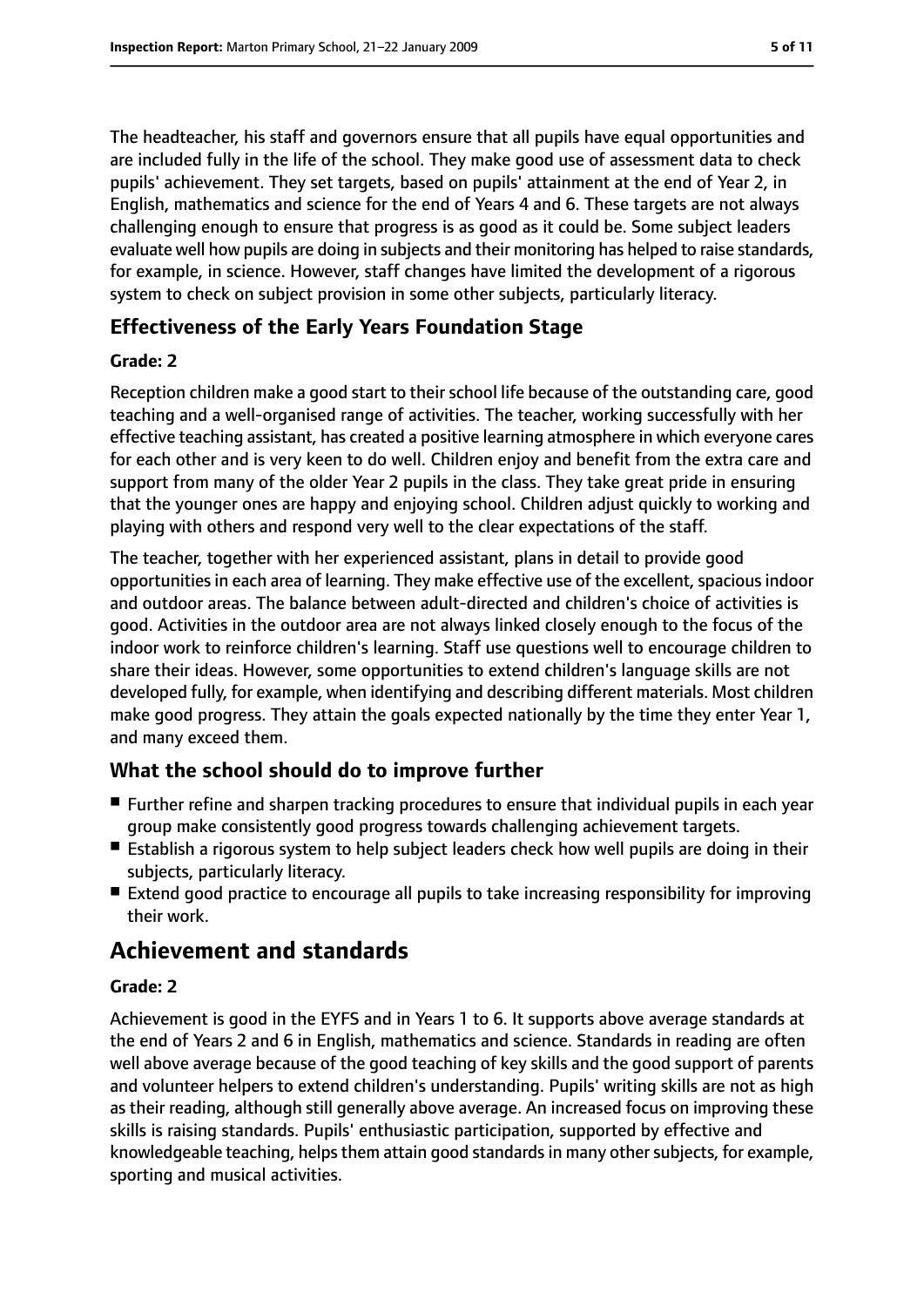The headteacher, his staff and governors ensure that all pupils have equal opportunities and are included fully in the life of the school. They make good use of assessment data to check pupils' achievement. They set targets, based on pupils' attainment at the end of Year 2, in English, mathematics and science for the end of Years 4 and 6. These targets are not always challenging enough to ensure that progress is as good as it could be. Some subject leaders evaluate well how pupils are doing in subjects and their monitoring has helped to raise standards, for example, in science. However, staff changes have limited the development of a rigorous system to check on subject provision in some other subjects, particularly literacy.

### Effectiveness of the Early Years Foundation Stage

#### Grade: 2

Reception children make a good start to their school life because of the outstanding care, good teaching and a well-organised range of activities. The teacher, working successfully with her effective teaching assistant, has created a positive learning atmosphere in which everyone cares for each other and is very keen to do well. Children enjoy and benefit from the extra care and support from many of the older Year 2 pupils in the class. They take great pride in ensuring that the younger ones are happy and enjoying school. Children adjust quickly to working and playing with others and respond very well to the clear expectations of the staff.

The teacher, together with her experienced assistant, plans in detail to provide good opportunities in each area of learning. They make effective use of the excellent, spacious indoor and outdoor areas. The balance between adult-directed and children's choice of activities is good. Activities in the outdoor area are not always linked closely enough to the focus of the indoor work to reinforce children's learning. Staff use questions well to encourage children to share their ideas. However, some opportunities to extend children's language skills are not developed fully, for example, when identifying and describing different materials. Most children make good progress. They attain the goals expected nationally by the time they enter Year 1, and many exceed them.

### What the school should do to improve further

- Further refine and sharpen tracking procedures to ensure that individual pupils in each year group make consistently good progress towards challenging achievement targets.
- Establish a rigorous system to help subject leaders check how well pupils are doing in their subjects, particularly literacy.
- Extend good practice to encourage all pupils to take increasing responsibility for improving their work.

## Achievement and standards

#### Grade: 2

Achievement is good in the EYFS and in Years 1 to 6. It supports above average standards at the end of Years 2 and 6 in English, mathematics and science. Standards in reading are often well above average because of the good teaching of key skills and the good support of parents and volunteer helpers to extend children's understanding. Pupils' writing skills are not as high as their reading, although still generally above average. An increased focus on improving these skills is raising standards. Pupils' enthusiastic participation, supported by effective and knowledgeable teaching, helps them attain good standards in many other subjects, for example, sporting and musical activities.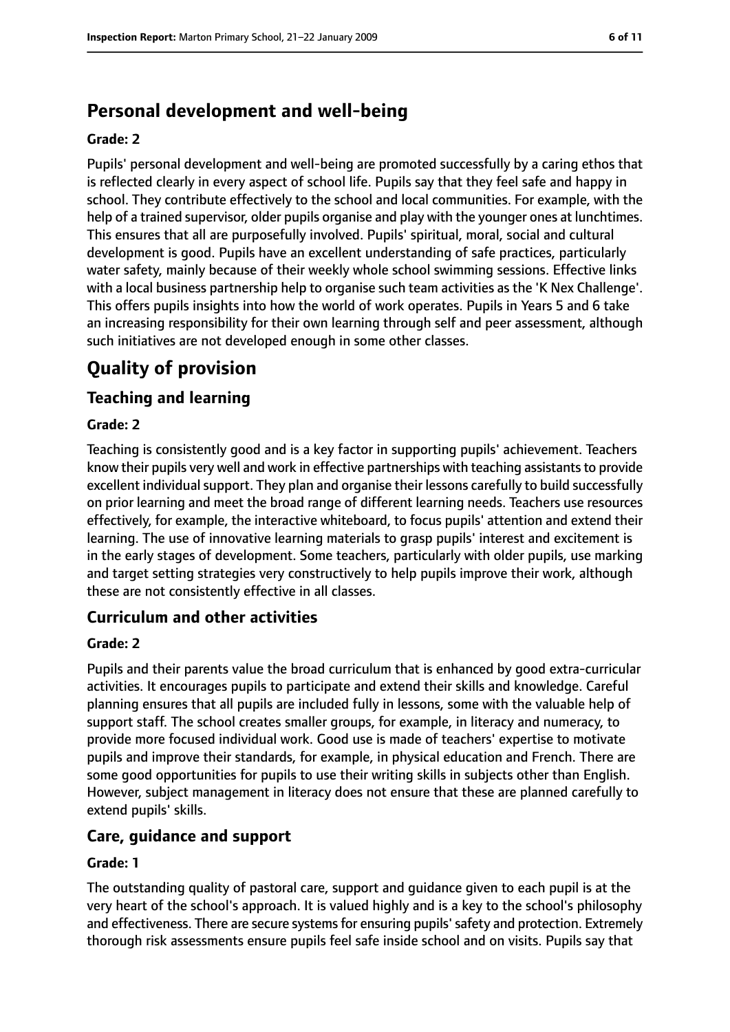## Personal development and well-being

**Grade: 2**

Pupils' personal development and well-being are promoted successfully by a caring ethos that is reflected clearly in every aspect of school life. Pupils say that they feel safe and happy in school. They contribute effectively to the school and local communities. For example, with the help of a trained supervisor, older pupils organise and play with the younger ones at lunchtimes. This ensures that all are purposefully involved. Pupils' spiritual, moral, social and cultural development is good. Pupils have an excellent understanding of safe practices, particularly water safety, mainly because of their weekly whole school swimming sessions. Effective links with a local business partnership help to organise such team activities as the 'K Nex Challenge'. This offers pupils insights into how the world of work operates. Pupils in Years 5 and 6 take an increasing responsibility for their own learning through self and peer assessment, although such initiatives are not developed enough in some other classes.

# Quality of provision

## Teaching and learning

**Grade: 2**

Teaching is consistently good and is a key factor in supporting pupils' achievement. Teachers know their pupils very well and work in effective partnerships with teaching assistants to provide excellent individual support. They plan and organise their lessons carefully to build successfully on prior learning and meet the broad range of different learning needs. Teachers use resources effectively, for example, the interactive whiteboard, to focus pupils' attention and extend their learning. The use of innovative learning materials to grasp pupils' interest and excitement is in the early stages of development. Some teachers, particularly with older pupils, use marking and target setting strategies very constructively to help pupils improve their work, although these are not consistently effective in all classes.

## Curriculum and other activities

**Grade: 2**

Pupils and their parents value the broad curriculum that is enhanced by good extra-curricular activities. It encourages pupils to participate and extend their skills and knowledge. Careful planning ensures that all pupils are included fully in lessons, some with the valuable help of support staff. The school creates smaller groups, for example, in literacy and numeracy, to provide more focused individual work. Good use is made of teachers' expertise to motivate pupils and improve their standards, for example, in physical education and French. There are some good opportunities for pupils to use their writing skills in subjects other than English. However, subject management in literacy does not ensure that these are planned carefully to extend pupils' skills.

## Care, guidance and support

**Grade: 1**

The outstanding quality of pastoral care, support and guidance given to each pupil is at the very heart of the school's approach. It is valued highly and is a key to the school's philosophy and effectiveness. There are secure systems for ensuring pupils' safety and protection. Extremely thorough risk assessments ensure pupils feel safe inside school and on visits. Pupils say that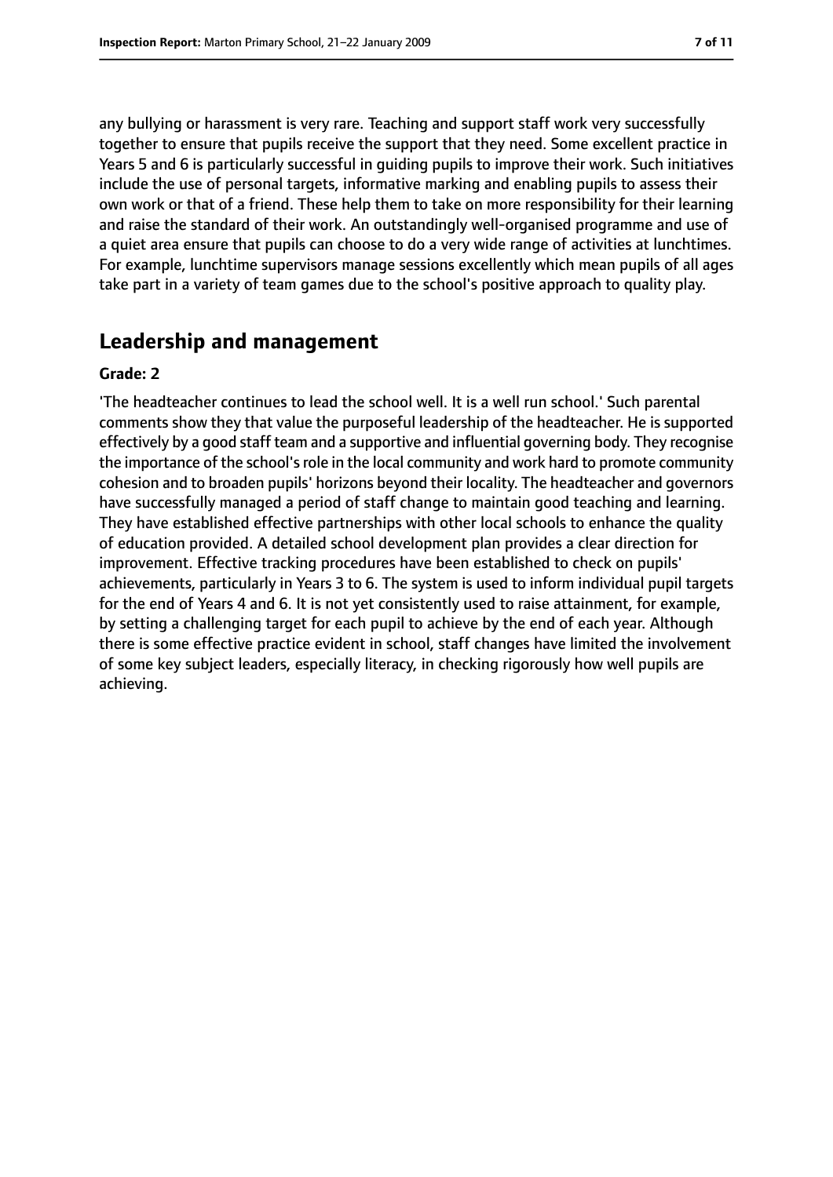any bullying or harassment is very rare. Teaching and support staff work very successfully together to ensure that pupils receive the support that they need. Some excellent practice in Years 5 and 6 is particularly successful in guiding pupils to improve their work. Such initiatives include the use of personal targets, informative marking and enabling pupils to assess their own work or that of a friend. These help them to take on more responsibility for their learning and raise the standard of their work. An outstandingly well-organised programme and use of a quiet area ensure that pupils can choose to do a very wide range of activities at lunchtimes. For example, lunchtime supervisors manage sessions excellently which mean pupils of all ages take part in a variety of team games due to the school's positive approach to quality play.

## Leadership and management

**Grade: 2**

'The headteacher continues to lead the school well. It is a well run school.' Such parental comments show they that value the purposeful leadership of the headteacher. He is supported effectively by a good staff team and a supportive and influential governing body. They recognise the importance of the school's role in the local community and work hard to promote community cohesion and to broaden pupils' horizons beyond their locality. The headteacher and governors have successfully managed a period of staff change to maintain good teaching and learning. They have established effective partnerships with other local schools to enhance the quality of education provided. A detailed school development plan provides a clear direction for improvement. Effective tracking procedures have been established to check on pupils' achievements, particularly in Years 3 to 6. The system is used to inform individual pupil targets for the end of Years 4 and 6. It is not yet consistently used to raise attainment, for example, by setting a challenging target for each pupil to achieve by the end of each year. Although there is some effective practice evident in school, staff changes have limited the involvement of some key subject leaders, especially literacy, in checking rigorously how well pupils are achieving.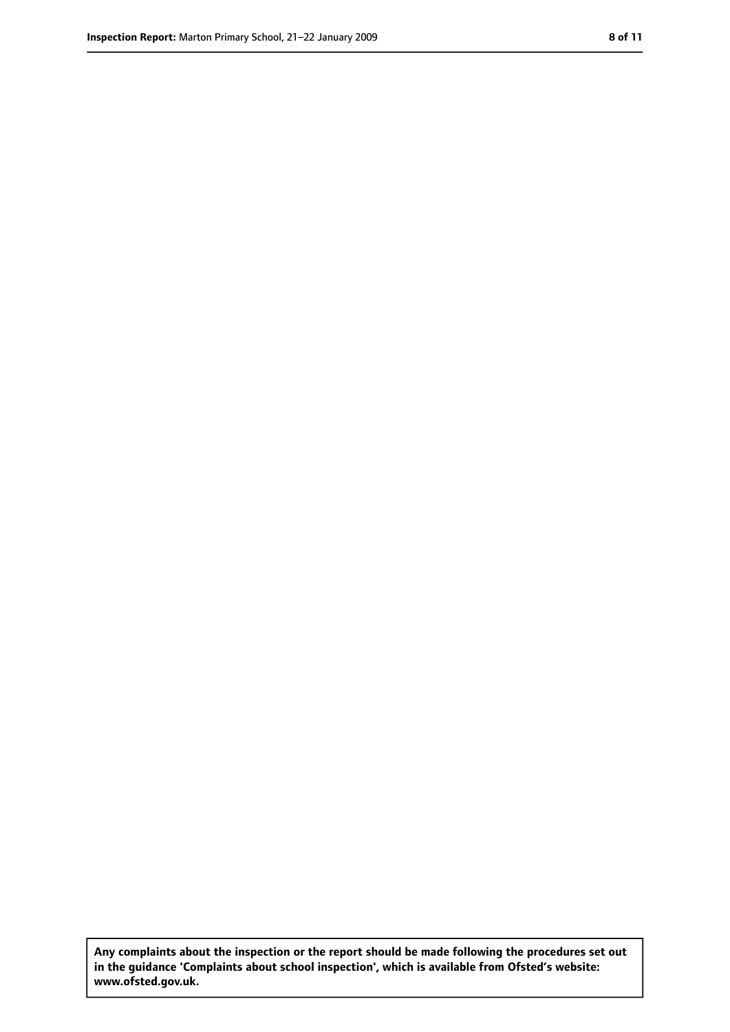**Any complaints about the inspection or the report should be made following the procedures set out in the guidance 'Complaints about school inspection', which is available from Ofsted's website: www.ofsted.gov.uk.**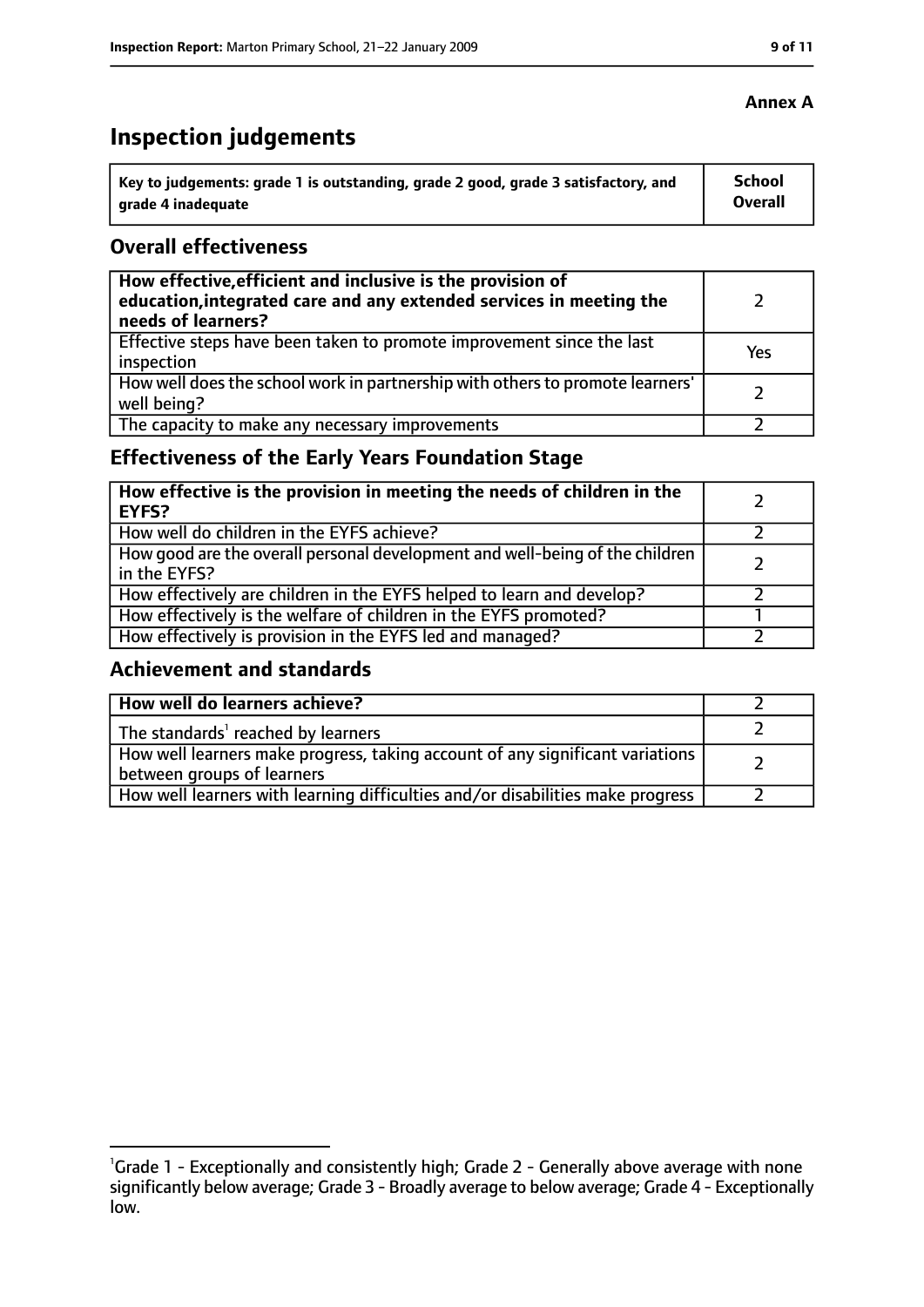**Annex A**

# Inspection judgements

| Key to judgements: grade 1 is outstanding, grade 2 good, grade 3 satisfactory, and grade 4 inadequate | School Overall |
|---|---|

## Overall effectiveness

| | |
|---|---|
| **How effective, efficient and inclusive is the provision of education, integrated care and any extended services in meeting the needs of learners?** | 2 |
| Effective steps have been taken to promote improvement since the last inspection | Yes |
| How well does the school work in partnership with others to promote learners' well being? | 2 |
| The capacity to make any necessary improvements | 2 |

## Effectiveness of the Early Years Foundation Stage

| | |
|---|---|
| **How effective is the provision in meeting the needs of children in the EYFS?** | 2 |
| How well do children in the EYFS achieve? | 2 |
| How good are the overall personal development and well-being of the children in the EYFS? | 2 |
| How effectively are children in the EYFS helped to learn and develop? | 2 |
| How effectively is the welfare of children in the EYFS promoted? | 1 |
| How effectively is provision in the EYFS led and managed? | 2 |

## Achievement and standards

| | |
|---|---|
| **How well do learners achieve?** | 2 |
| The standards[1] reached by learners | 2 |
| How well learners make progress, taking account of any significant variations between groups of learners | 2 |
| How well learners with learning difficulties and/or disabilities make progress | 2 |

[1]Grade 1 - Exceptionally and consistently high; Grade 2 - Generally above average with none significantly below average; Grade 3 - Broadly average to below average; Grade 4 - Exceptionally low.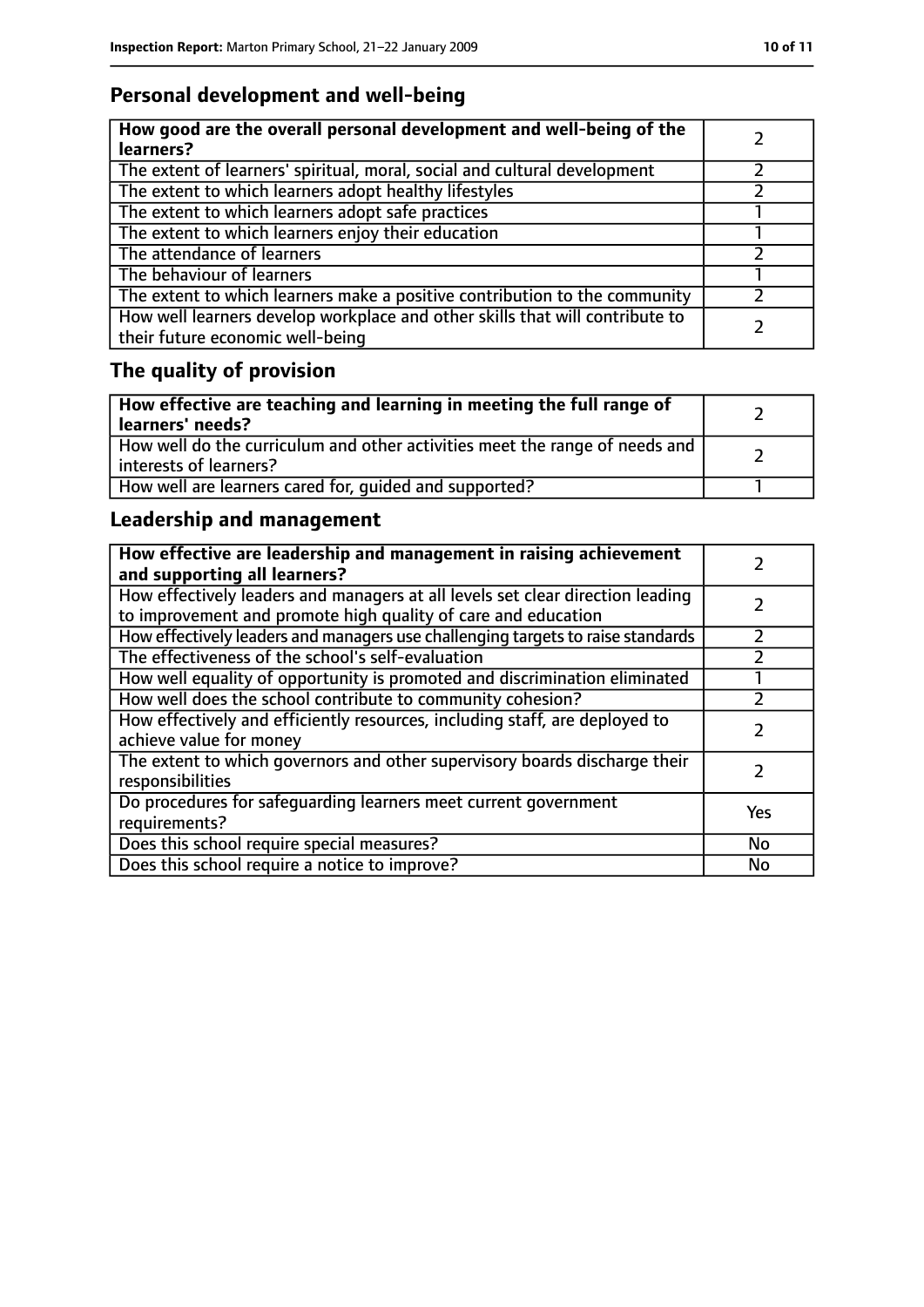## Personal development and well-being

| | |
|---|---|
| **How good are the overall personal development and well-being of the learners?** | 2 |
| The extent of learners' spiritual, moral, social and cultural development | 2 |
| The extent to which learners adopt healthy lifestyles | 2 |
| The extent to which learners adopt safe practices | 1 |
| The extent to which learners enjoy their education | 1 |
| The attendance of learners | 2 |
| The behaviour of learners | 1 |
| The extent to which learners make a positive contribution to the community | 2 |
| How well learners develop workplace and other skills that will contribute to their future economic well-being | 2 |

## The quality of provision

| | |
|---|---|
| **How effective are teaching and learning in meeting the full range of learners' needs?** | 2 |
| How well do the curriculum and other activities meet the range of needs and interests of learners? | 2 |
| How well are learners cared for, guided and supported? | 1 |

## Leadership and management

| | |
|---|---|
| **How effective are leadership and management in raising achievement and supporting all learners?** | 2 |
| How effectively leaders and managers at all levels set clear direction leading to improvement and promote high quality of care and education | 2 |
| How effectively leaders and managers use challenging targets to raise standards | 2 |
| The effectiveness of the school's self-evaluation | 2 |
| How well equality of opportunity is promoted and discrimination eliminated | 1 |
| How well does the school contribute to community cohesion? | 2 |
| How effectively and efficiently resources, including staff, are deployed to achieve value for money | 2 |
| The extent to which governors and other supervisory boards discharge their responsibilities | 2 |
| Do procedures for safeguarding learners meet current government requirements? | Yes |
| Does this school require special measures? | No |
| Does this school require a notice to improve? | No |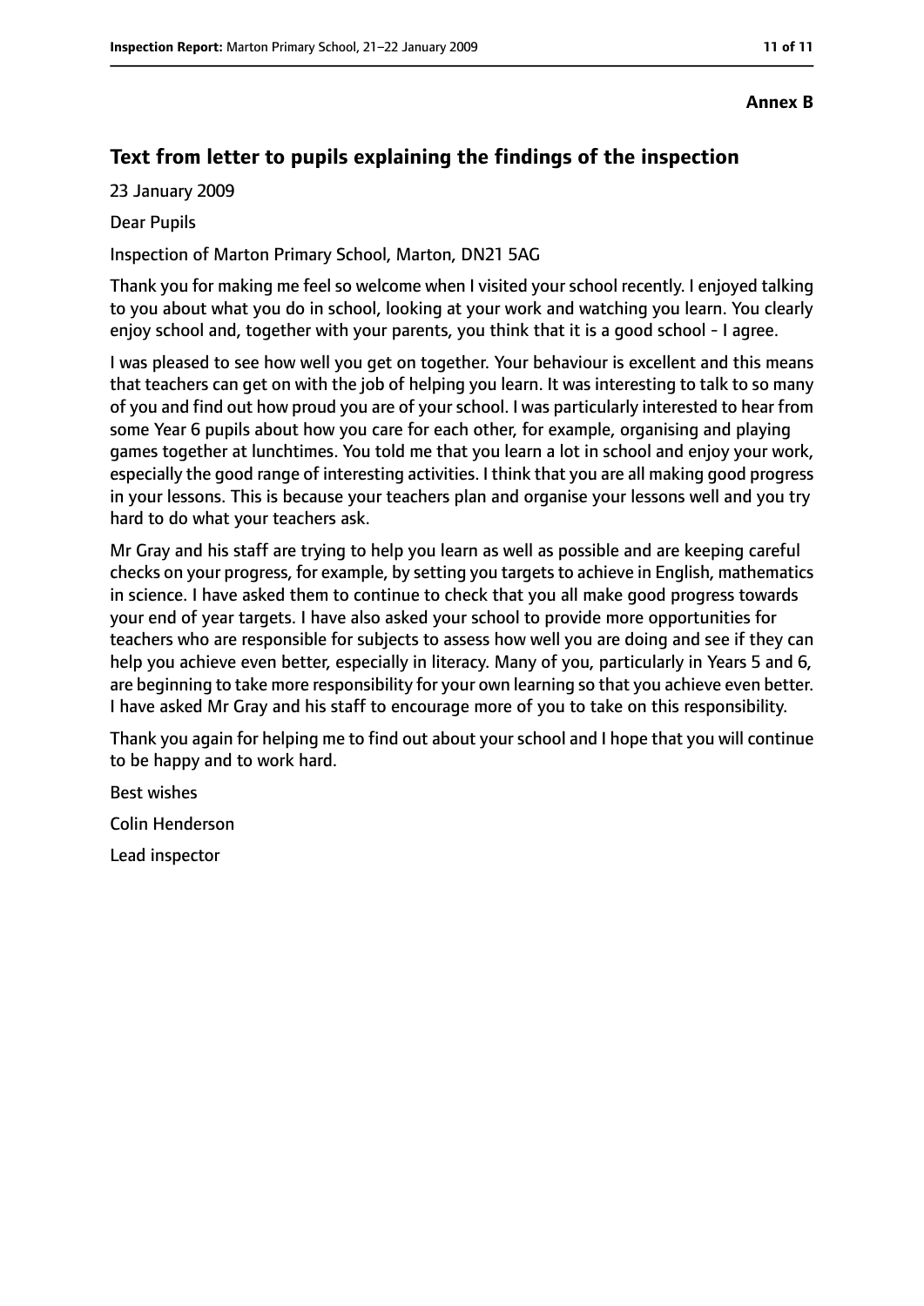**Annex B**

## Text from letter to pupils explaining the findings of the inspection

23 January 2009

Dear Pupils

Inspection of Marton Primary School, Marton, DN21 5AG

Thank you for making me feel so welcome when I visited your school recently. I enjoyed talking to you about what you do in school, looking at your work and watching you learn. You clearly enjoy school and, together with your parents, you think that it is a good school - I agree.

I was pleased to see how well you get on together. Your behaviour is excellent and this means that teachers can get on with the job of helping you learn. It was interesting to talk to so many of you and find out how proud you are of your school. I was particularly interested to hear from some Year 6 pupils about how you care for each other, for example, organising and playing games together at lunchtimes. You told me that you learn a lot in school and enjoy your work, especially the good range of interesting activities. I think that you are all making good progress in your lessons. This is because your teachers plan and organise your lessons well and you try hard to do what your teachers ask.

Mr Gray and his staff are trying to help you learn as well as possible and are keeping careful checks on your progress, for example, by setting you targets to achieve in English, mathematics in science. I have asked them to continue to check that you all make good progress towards your end of year targets. I have also asked your school to provide more opportunities for teachers who are responsible for subjects to assess how well you are doing and see if they can help you achieve even better, especially in literacy. Many of you, particularly in Years 5 and 6, are beginning to take more responsibility for your own learning so that you achieve even better. I have asked Mr Gray and his staff to encourage more of you to take on this responsibility.

Thank you again for helping me to find out about your school and I hope that you will continue to be happy and to work hard.

Best wishes

Colin Henderson

Lead inspector